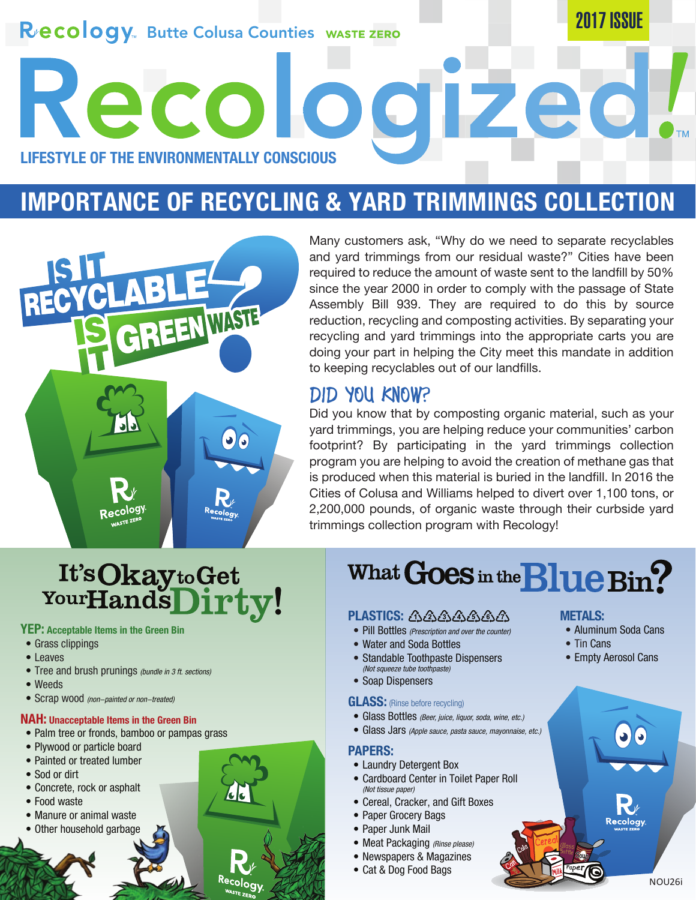Recology Butte Colusa Counties WASTE ZERO

2017 ISSUE

# Recologized!™

LIFESTYLE OF THE ENVIRONMENTALLY CONSCIOUS

## IMPORTANCE OF RECYCLING & YARD TRIMMINGS COLLECTION

IS IT RECYCLABLE? IS IT GREEN WASTE?

Many customers ask, "Why do we need to separate recyclables and yard trimmings from our residual waste?" Cities have been required to reduce the amount of waste sent to the landfill by 50% since the year 2000 in order to comply with the passage of State Assembly Bill 939. They are required to do this by source reduction, recycling and composting activities. By separating your recycling and yard trimmings into the appropriate carts you are doing your part in helping the City meet this mandate in addition to keeping recyclables out of our landfills.

### DID YOU KNOW?

Did you know that by composting organic material, such as your yard trimmings, you are helping reduce your communities' carbon footprint? By participating in the yard trimmings collection program you are helping to avoid the creation of methane gas that is produced when this material is buried in the landfill. In 2016 the Cities of Colusa and Williams helped to divert over 1,100 tons, or 2,200,000 pounds, of organic waste through their curbside yard trimmings collection program with Recology!

## It's Okay to Get Your Hands Dirty!

**YEP: Acceptable Items in the Green Bin**

- Grass clippings
- Leaves
- Tree and brush prunings *(bundle in 3 ft. sections)*
- Weeds
- Scrap wood *(non–painted or non–treated)*

**NAH: Unacceptable Items in the Green Bin**

- Palm tree or fronds, bamboo or pampas grass
- Plywood or particle board
- Painted or treated lumber
- Sod or dirt
- Concrete, rock or asphalt
- Food waste
- Manure or animal waste
- Other household garbage

## What Goes in the Blue Bin?

**PLASTICS:** 1 2 3 4 5 6 7

- Pill Bottles *(Prescription and over the counter)*
- Water and Soda Bottles
- Standable Toothpaste Dispensers *(Not squeeze tube toothpaste)*
- Soap Dispensers

**GLASS:** (Rinse before recycling)

- Glass Bottles *(Beer, juice, liquor, soda, wine, etc.)*
- Glass Jars *(Apple sauce, pasta sauce, mayonnaise, etc.)*

**PAPERS:**

- Laundry Detergent Box
- Cardboard Center in Toilet Paper Roll *(Not tissue paper)*
- Cereal, Cracker, and Gift Boxes
- Paper Grocery Bags
- Paper Junk Mail
- Meat Packaging *(Rinse please)*
- Newspapers & Magazines
- Cat & Dog Food Bags

**METALS:**

- Aluminum Soda Cans
- Tin Cans
- Empty Aerosol Cans

NOU26i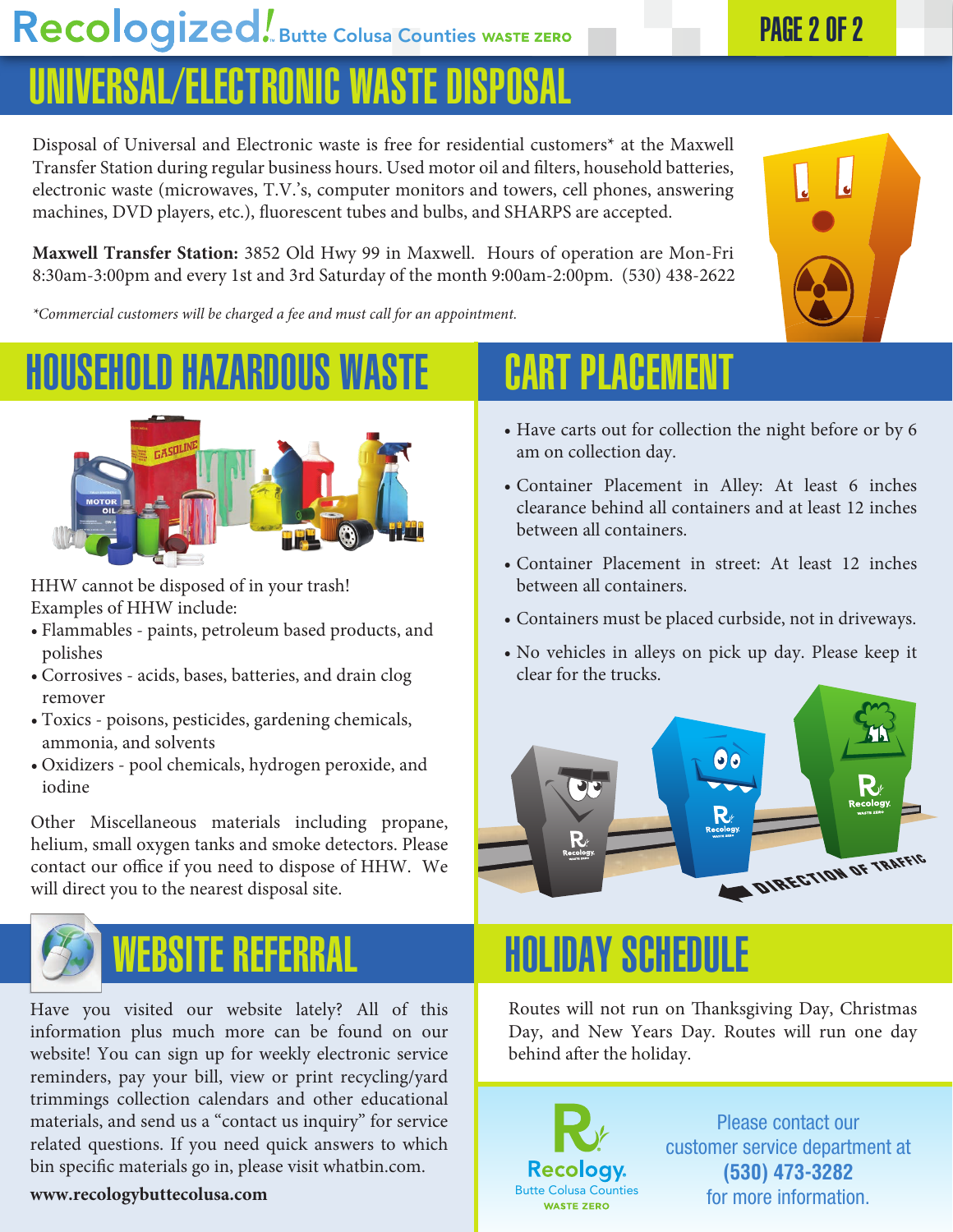# UNIVERSAL/ELECTRONIC WASTE DISPOSAL

Disposal of Universal and Electronic waste is free for residential customers* at the Maxwell Transfer Station during regular business hours. Used motor oil and filters, household batteries, electronic waste (microwaves, T.V.'s, computer monitors and towers, cell phones, answering machines, DVD players, etc.), fluorescent tubes and bulbs, and SHARPS are accepted.

**Maxwell Transfer Station:** 3852 Old Hwy 99 in Maxwell. Hours of operation are Mon-Fri 8:30am-3:00pm and every 1st and 3rd Saturday of the month 9:00am-2:00pm. (530) 438-2622

*\*Commercial customers will be charged a fee and must call for an appointment.*

## HOUSEHOLD HAZARDOUS WASTE

HHW cannot be disposed of in your trash!
Examples of HHW include:

- Flammables - paints, petroleum based products, and polishes
- Corrosives - acids, bases, batteries, and drain clog remover
- Toxics - poisons, pesticides, gardening chemicals, ammonia, and solvents
- Oxidizers - pool chemicals, hydrogen peroxide, and iodine

Other Miscellaneous materials including propane, helium, small oxygen tanks and smoke detectors. Please contact our office if you need to dispose of HHW. We will direct you to the nearest disposal site.

## CART PLACEMENT

- Have carts out for collection the night before or by 6 am on collection day.
- Container Placement in Alley: At least 6 inches clearance behind all containers and at least 12 inches between all containers.
- Container Placement in street: At least 12 inches between all containers.
- Containers must be placed curbside, not in driveways.
- No vehicles in alleys on pick up day. Please keep it clear for the trucks.

DIRECTION OF TRAFFIC

## WEBSITE REFERRAL

Have you visited our website lately? All of this information plus much more can be found on our website! You can sign up for weekly electronic service reminders, pay your bill, view or print recycling/yard trimmings collection calendars and other educational materials, and send us a "contact us inquiry" for service related questions. If you need quick answers to which bin specific materials go in, please visit whatbin.com.

**www.recologybuttecolusa.com**

## HOLIDAY SCHEDULE

Routes will not run on Thanksgiving Day, Christmas Day, and New Years Day. Routes will run one day behind after the holiday.

Recology. Butte Colusa Counties WASTE ZERO

Please contact our customer service department at **(530) 473-3282** for more information.